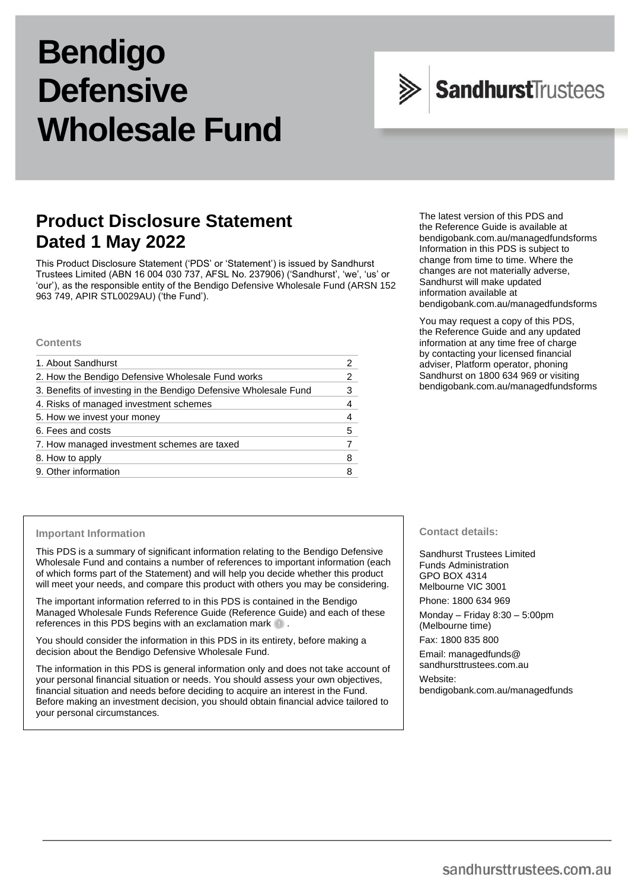# Bendigo Defensive Wholesale Fund

SandhurstTrustees

## Product Disclosure Statement
## Dated 1 May 2022

This Product Disclosure Statement ('PDS' or 'Statement') is issued by Sandhurst Trustees Limited (ABN 16 004 030 737, AFSL No. 237906) ('Sandhurst', 'we', 'us' or 'our'), as the responsible entity of the Bendigo Defensive Wholesale Fund (ARSN 152 963 749, APIR STL0029AU) ('the Fund').

The latest version of this PDS and the Reference Guide is available at bendigobank.com.au/managedfundsforms Information in this PDS is subject to change from time to time. Where the changes are not materially adverse, Sandhurst will make updated information available at bendigobank.com.au/managedfundsforms

You may request a copy of this PDS, the Reference Guide and any updated information at any time free of charge by contacting your licensed financial adviser, Platform operator, phoning Sandhurst on 1800 634 969 or visiting bendigobank.com.au/managedfundsforms

### Contents

| | |
|---|---|
| 1. About Sandhurst | 2 |
| 2. How the Bendigo Defensive Wholesale Fund works | 2 |
| 3. Benefits of investing in the Bendigo Defensive Wholesale Fund | 3 |
| 4. Risks of managed investment schemes | 4 |
| 5. How we invest your money | 4 |
| 6. Fees and costs | 5 |
| 7. How managed investment schemes are taxed | 7 |
| 8. How to apply | 8 |
| 9. Other information | 8 |

### Important Information

This PDS is a summary of significant information relating to the Bendigo Defensive Wholesale Fund and contains a number of references to important information (each of which forms part of the Statement) and will help you decide whether this product will meet your needs, and compare this product with others you may be considering.

The important information referred to in this PDS is contained in the Bendigo Managed Wholesale Funds Reference Guide (Reference Guide) and each of these references in this PDS begins with an exclamation mark ! .

You should consider the information in this PDS in its entirety, before making a decision about the Bendigo Defensive Wholesale Fund.

The information in this PDS is general information only and does not take account of your personal financial situation or needs. You should assess your own objectives, financial situation and needs before deciding to acquire an interest in the Fund. Before making an investment decision, you should obtain financial advice tailored to your personal circumstances.

### Contact details:

Sandhurst Trustees Limited
Funds Administration
GPO BOX 4314
Melbourne VIC 3001

Phone: 1800 634 969

Monday – Friday 8:30 – 5:00pm (Melbourne time)

Fax: 1800 835 800

Email: managedfunds@sandhursttrustees.com.au

Website: bendigobank.com.au/managedfunds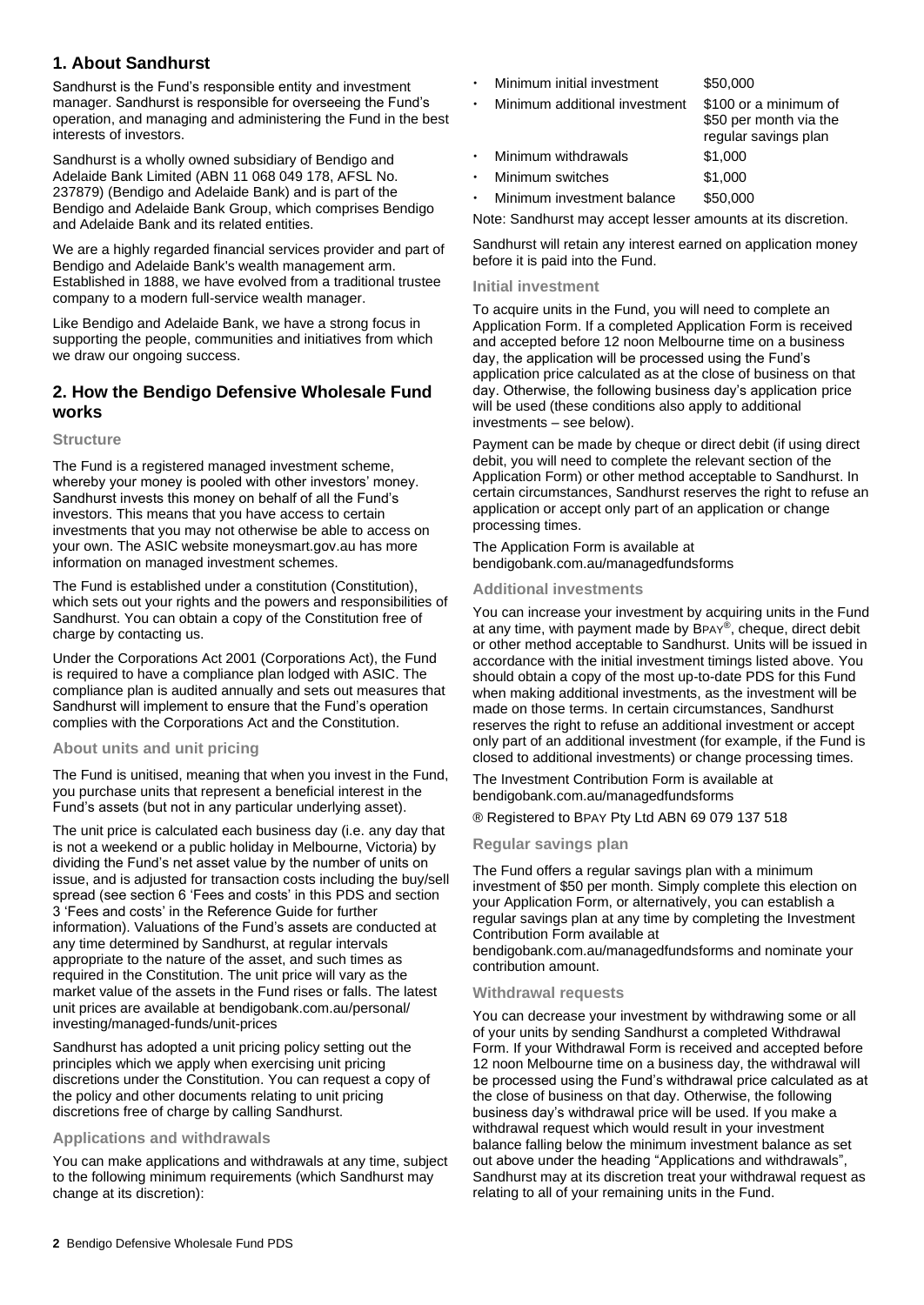## 1. About Sandhurst

Sandhurst is the Fund's responsible entity and investment manager. Sandhurst is responsible for overseeing the Fund's operation, and managing and administering the Fund in the best interests of investors.

Sandhurst is a wholly owned subsidiary of Bendigo and Adelaide Bank Limited (ABN 11 068 049 178, AFSL No. 237879) (Bendigo and Adelaide Bank) and is part of the Bendigo and Adelaide Bank Group, which comprises Bendigo and Adelaide Bank and its related entities.

We are a highly regarded financial services provider and part of Bendigo and Adelaide Bank's wealth management arm. Established in 1888, we have evolved from a traditional trustee company to a modern full-service wealth manager.

Like Bendigo and Adelaide Bank, we have a strong focus in supporting the people, communities and initiatives from which we draw our ongoing success.

## 2. How the Bendigo Defensive Wholesale Fund works

### Structure

The Fund is a registered managed investment scheme, whereby your money is pooled with other investors' money. Sandhurst invests this money on behalf of all the Fund's investors. This means that you have access to certain investments that you may not otherwise be able to access on your own. The ASIC website moneysmart.gov.au has more information on managed investment schemes.

The Fund is established under a constitution (Constitution), which sets out your rights and the powers and responsibilities of Sandhurst. You can obtain a copy of the Constitution free of charge by contacting us.

Under the Corporations Act 2001 (Corporations Act), the Fund is required to have a compliance plan lodged with ASIC. The compliance plan is audited annually and sets out measures that Sandhurst will implement to ensure that the Fund's operation complies with the Corporations Act and the Constitution.

### About units and unit pricing

The Fund is unitised, meaning that when you invest in the Fund, you purchase units that represent a beneficial interest in the Fund's assets (but not in any particular underlying asset).

The unit price is calculated each business day (i.e. any day that is not a weekend or a public holiday in Melbourne, Victoria) by dividing the Fund's net asset value by the number of units on issue, and is adjusted for transaction costs including the buy/sell spread (see section 6 'Fees and costs' in this PDS and section 3 'Fees and costs' in the Reference Guide for further information). Valuations of the Fund's assets are conducted at any time determined by Sandhurst, at regular intervals appropriate to the nature of the asset, and such times as required in the Constitution. The unit price will vary as the market value of the assets in the Fund rises or falls. The latest unit prices are available at bendigobank.com.au/personal/investing/managed-funds/unit-prices

Sandhurst has adopted a unit pricing policy setting out the principles which we apply when exercising unit pricing discretions under the Constitution. You can request a copy of the policy and other documents relating to unit pricing discretions free of charge by calling Sandhurst.

### Applications and withdrawals

You can make applications and withdrawals at any time, subject to the following minimum requirements (which Sandhurst may change at its discretion):

- Minimum initial investment — $50,000
- Minimum additional investment — $100 or a minimum of $50 per month via the regular savings plan
- Minimum withdrawals — $1,000
- Minimum switches — $1,000
- Minimum investment balance — $50,000

Note: Sandhurst may accept lesser amounts at its discretion.

Sandhurst will retain any interest earned on application money before it is paid into the Fund.

### Initial investment

To acquire units in the Fund, you will need to complete an Application Form. If a completed Application Form is received and accepted before 12 noon Melbourne time on a business day, the application will be processed using the Fund's application price calculated as at the close of business on that day. Otherwise, the following business day's application price will be used (these conditions also apply to additional investments – see below).

Payment can be made by cheque or direct debit (if using direct debit, you will need to complete the relevant section of the Application Form) or other method acceptable to Sandhurst. In certain circumstances, Sandhurst reserves the right to refuse an application or accept only part of an application or change processing times.

The Application Form is available at bendigobank.com.au/managedfundsforms

### Additional investments

You can increase your investment by acquiring units in the Fund at any time, with payment made by BPAY®, cheque, direct debit or other method acceptable to Sandhurst. Units will be issued in accordance with the initial investment timings listed above. You should obtain a copy of the most up-to-date PDS for this Fund when making additional investments, as the investment will be made on those terms. In certain circumstances, Sandhurst reserves the right to refuse an additional investment or accept only part of an additional investment (for example, if the Fund is closed to additional investments) or change processing times.

The Investment Contribution Form is available at bendigobank.com.au/managedfundsforms

® Registered to BPAY Pty Ltd ABN 69 079 137 518

### Regular savings plan

The Fund offers a regular savings plan with a minimum investment of $50 per month. Simply complete this election on your Application Form, or alternatively, you can establish a regular savings plan at any time by completing the Investment Contribution Form available at bendigobank.com.au/managedfundsforms and nominate your contribution amount.

### Withdrawal requests

You can decrease your investment by withdrawing some or all of your units by sending Sandhurst a completed Withdrawal Form. If your Withdrawal Form is received and accepted before 12 noon Melbourne time on a business day, the withdrawal will be processed using the Fund's withdrawal price calculated as at the close of business on that day. Otherwise, the following business day's withdrawal price will be used. If you make a withdrawal request which would result in your investment balance falling below the minimum investment balance as set out above under the heading "Applications and withdrawals", Sandhurst may at its discretion treat your withdrawal request as relating to all of your remaining units in the Fund.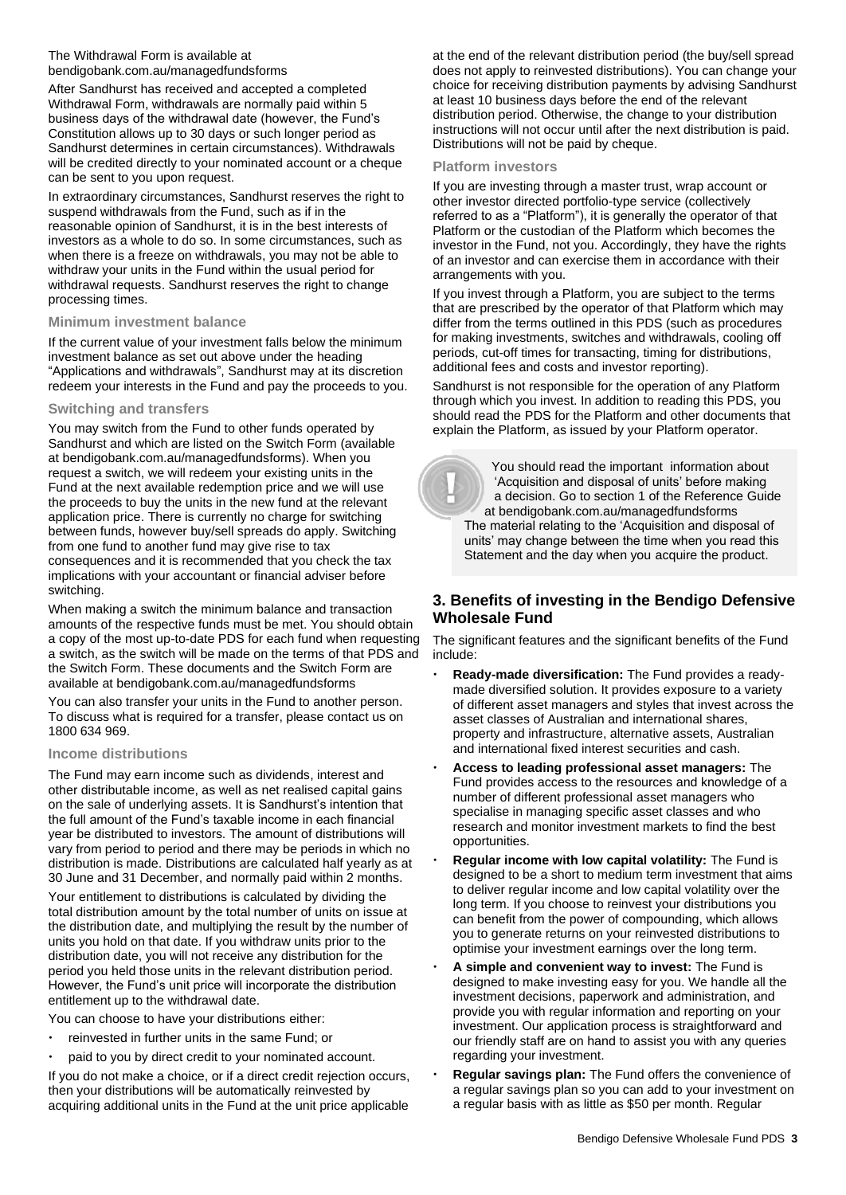The Withdrawal Form is available at bendigobank.com.au/managedfundsforms

After Sandhurst has received and accepted a completed Withdrawal Form, withdrawals are normally paid within 5 business days of the withdrawal date (however, the Fund's Constitution allows up to 30 days or such longer period as Sandhurst determines in certain circumstances). Withdrawals will be credited directly to your nominated account or a cheque can be sent to you upon request.

In extraordinary circumstances, Sandhurst reserves the right to suspend withdrawals from the Fund, such as if in the reasonable opinion of Sandhurst, it is in the best interests of investors as a whole to do so. In some circumstances, such as when there is a freeze on withdrawals, you may not be able to withdraw your units in the Fund within the usual period for withdrawal requests. Sandhurst reserves the right to change processing times.

### Minimum investment balance

If the current value of your investment falls below the minimum investment balance as set out above under the heading "Applications and withdrawals", Sandhurst may at its discretion redeem your interests in the Fund and pay the proceeds to you.

### Switching and transfers

You may switch from the Fund to other funds operated by Sandhurst and which are listed on the Switch Form (available at bendigobank.com.au/managedfundsforms). When you request a switch, we will redeem your existing units in the Fund at the next available redemption price and we will use the proceeds to buy the units in the new fund at the relevant application price. There is currently no charge for switching between funds, however buy/sell spreads do apply. Switching from one fund to another fund may give rise to tax consequences and it is recommended that you check the tax implications with your accountant or financial adviser before switching.

When making a switch the minimum balance and transaction amounts of the respective funds must be met. You should obtain a copy of the most up-to-date PDS for each fund when requesting a switch, as the switch will be made on the terms of that PDS and the Switch Form. These documents and the Switch Form are available at bendigobank.com.au/managedfundsforms

You can also transfer your units in the Fund to another person. To discuss what is required for a transfer, please contact us on 1800 634 969.

### Income distributions

The Fund may earn income such as dividends, interest and other distributable income, as well as net realised capital gains on the sale of underlying assets. It is Sandhurst's intention that the full amount of the Fund's taxable income in each financial year be distributed to investors. The amount of distributions will vary from period to period and there may be periods in which no distribution is made. Distributions are calculated half yearly as at 30 June and 31 December, and normally paid within 2 months.

Your entitlement to distributions is calculated by dividing the total distribution amount by the total number of units on issue at the distribution date, and multiplying the result by the number of units you hold on that date. If you withdraw units prior to the distribution date, you will not receive any distribution for the period you held those units in the relevant distribution period. However, the Fund's unit price will incorporate the distribution entitlement up to the withdrawal date.

You can choose to have your distributions either:

- reinvested in further units in the same Fund; or
- paid to you by direct credit to your nominated account.

If you do not make a choice, or if a direct credit rejection occurs, then your distributions will be automatically reinvested by acquiring additional units in the Fund at the unit price applicable at the end of the relevant distribution period (the buy/sell spread does not apply to reinvested distributions). You can change your choice for receiving distribution payments by advising Sandhurst at least 10 business days before the end of the relevant distribution period. Otherwise, the change to your distribution instructions will not occur until after the next distribution is paid. Distributions will not be paid by cheque.

### Platform investors

If you are investing through a master trust, wrap account or other investor directed portfolio-type service (collectively referred to as a "Platform"), it is generally the operator of that Platform or the custodian of the Platform which becomes the investor in the Fund, not you. Accordingly, they have the rights of an investor and can exercise them in accordance with their arrangements with you.

If you invest through a Platform, you are subject to the terms that are prescribed by the operator of that Platform which may differ from the terms outlined in this PDS (such as procedures for making investments, switches and withdrawals, cooling off periods, cut-off times for transacting, timing for distributions, additional fees and costs and investor reporting).

Sandhurst is not responsible for the operation of any Platform through which you invest. In addition to reading this PDS, you should read the PDS for the Platform and other documents that explain the Platform, as issued by your Platform operator.

> You should read the important information about 'Acquisition and disposal of units' before making a decision. Go to section 1 of the Reference Guide at bendigobank.com.au/managedfundsforms
> The material relating to the 'Acquisition and disposal of units' may change between the time when you read this Statement and the day when you acquire the product.

## 3. Benefits of investing in the Bendigo Defensive Wholesale Fund

The significant features and the significant benefits of the Fund include:

- **Ready-made diversification:** The Fund provides a ready-made diversified solution. It provides exposure to a variety of different asset managers and styles that invest across the asset classes of Australian and international shares, property and infrastructure, alternative assets, Australian and international fixed interest securities and cash.
- **Access to leading professional asset managers:** The Fund provides access to the resources and knowledge of a number of different professional asset managers who specialise in managing specific asset classes and who research and monitor investment markets to find the best opportunities.
- **Regular income with low capital volatility:** The Fund is designed to be a short to medium term investment that aims to deliver regular income and low capital volatility over the long term. If you choose to reinvest your distributions you can benefit from the power of compounding, which allows you to generate returns on your reinvested distributions to optimise your investment earnings over the long term.
- **A simple and convenient way to invest:** The Fund is designed to make investing easy for you. We handle all the investment decisions, paperwork and administration, and provide you with regular information and reporting on your investment. Our application process is straightforward and our friendly staff are on hand to assist you with any queries regarding your investment.
- **Regular savings plan:** The Fund offers the convenience of a regular savings plan so you can add to your investment on a regular basis with as little as $50 per month. Regular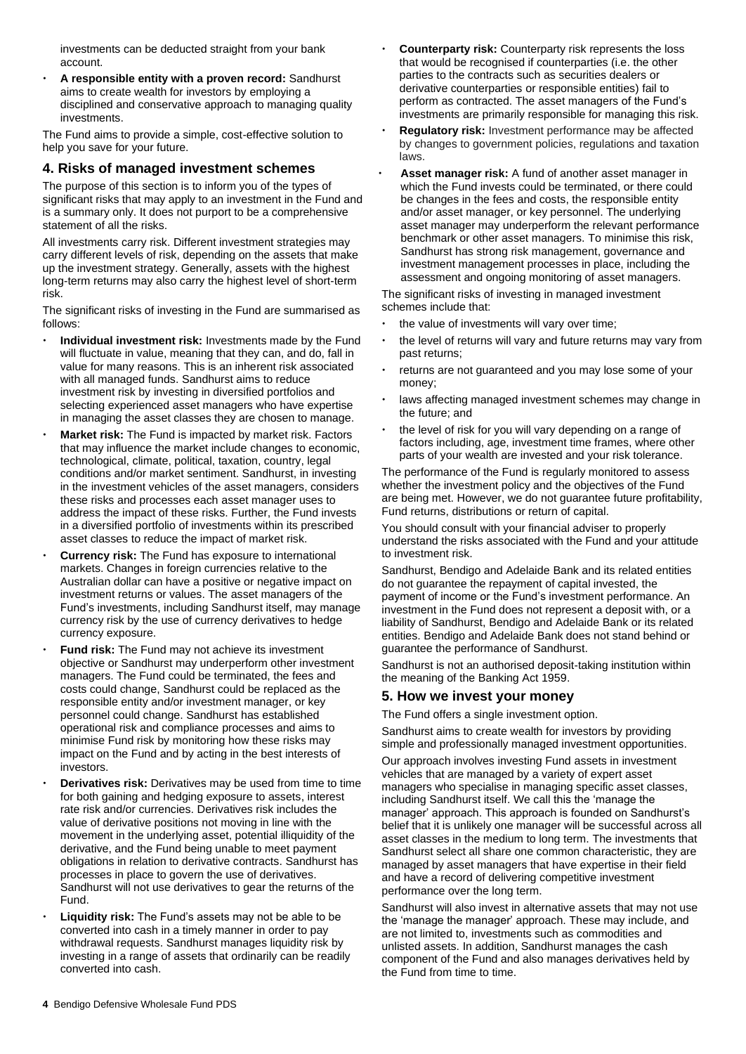investments can be deducted straight from your bank account.

- **A responsible entity with a proven record:** Sandhurst aims to create wealth for investors by employing a disciplined and conservative approach to managing quality investments.

The Fund aims to provide a simple, cost-effective solution to help you save for your future.

## 4. Risks of managed investment schemes

The purpose of this section is to inform you of the types of significant risks that may apply to an investment in the Fund and is a summary only. It does not purport to be a comprehensive statement of all the risks.

All investments carry risk. Different investment strategies may carry different levels of risk, depending on the assets that make up the investment strategy. Generally, assets with the highest long-term returns may also carry the highest level of short-term risk.

The significant risks of investing in the Fund are summarised as follows:

- **Individual investment risk:** Investments made by the Fund will fluctuate in value, meaning that they can, and do, fall in value for many reasons. This is an inherent risk associated with all managed funds. Sandhurst aims to reduce investment risk by investing in diversified portfolios and selecting experienced asset managers who have expertise in managing the asset classes they are chosen to manage.
- **Market risk:** The Fund is impacted by market risk. Factors that may influence the market include changes to economic, technological, climate, political, taxation, country, legal conditions and/or market sentiment. Sandhurst, in investing in the investment vehicles of the asset managers, considers these risks and processes each asset manager uses to address the impact of these risks. Further, the Fund invests in a diversified portfolio of investments within its prescribed asset classes to reduce the impact of market risk.
- **Currency risk:** The Fund has exposure to international markets. Changes in foreign currencies relative to the Australian dollar can have a positive or negative impact on investment returns or values. The asset managers of the Fund's investments, including Sandhurst itself, may manage currency risk by the use of currency derivatives to hedge currency exposure.
- **Fund risk:** The Fund may not achieve its investment objective or Sandhurst may underperform other investment managers. The Fund could be terminated, the fees and costs could change, Sandhurst could be replaced as the responsible entity and/or investment manager, or key personnel could change. Sandhurst has established operational risk and compliance processes and aims to minimise Fund risk by monitoring how these risks may impact on the Fund and by acting in the best interests of investors.
- **Derivatives risk:** Derivatives may be used from time to time for both gaining and hedging exposure to assets, interest rate risk and/or currencies. Derivatives risk includes the value of derivative positions not moving in line with the movement in the underlying asset, potential illiquidity of the derivative, and the Fund being unable to meet payment obligations in relation to derivative contracts. Sandhurst has processes in place to govern the use of derivatives. Sandhurst will not use derivatives to gear the returns of the Fund.
- **Liquidity risk:** The Fund's assets may not be able to be converted into cash in a timely manner in order to pay withdrawal requests. Sandhurst manages liquidity risk by investing in a range of assets that ordinarily can be readily converted into cash.
- **Counterparty risk:** Counterparty risk represents the loss that would be recognised if counterparties (i.e. the other parties to the contracts such as securities dealers or derivative counterparties or responsible entities) fail to perform as contracted. The asset managers of the Fund's investments are primarily responsible for managing this risk.
- **Regulatory risk:** Investment performance may be affected by changes to government policies, regulations and taxation laws.
- **Asset manager risk:** A fund of another asset manager in which the Fund invests could be terminated, or there could be changes in the fees and costs, the responsible entity and/or asset manager, or key personnel. The underlying asset manager may underperform the relevant performance benchmark or other asset managers. To minimise this risk, Sandhurst has strong risk management, governance and investment management processes in place, including the assessment and ongoing monitoring of asset managers.

The significant risks of investing in managed investment schemes include that:

- the value of investments will vary over time;
- the level of returns will vary and future returns may vary from past returns;
- returns are not guaranteed and you may lose some of your money;
- laws affecting managed investment schemes may change in the future; and
- the level of risk for you will vary depending on a range of factors including, age, investment time frames, where other parts of your wealth are invested and your risk tolerance.

The performance of the Fund is regularly monitored to assess whether the investment policy and the objectives of the Fund are being met. However, we do not guarantee future profitability, Fund returns, distributions or return of capital.

You should consult with your financial adviser to properly understand the risks associated with the Fund and your attitude to investment risk.

Sandhurst, Bendigo and Adelaide Bank and its related entities do not guarantee the repayment of capital invested, the payment of income or the Fund's investment performance. An investment in the Fund does not represent a deposit with, or a liability of Sandhurst, Bendigo and Adelaide Bank or its related entities. Bendigo and Adelaide Bank does not stand behind or guarantee the performance of Sandhurst.

Sandhurst is not an authorised deposit-taking institution within the meaning of the Banking Act 1959.

## 5. How we invest your money

The Fund offers a single investment option.

Sandhurst aims to create wealth for investors by providing simple and professionally managed investment opportunities.

Our approach involves investing Fund assets in investment vehicles that are managed by a variety of expert asset managers who specialise in managing specific asset classes, including Sandhurst itself. We call this the 'manage the manager' approach. This approach is founded on Sandhurst's belief that it is unlikely one manager will be successful across all asset classes in the medium to long term. The investments that Sandhurst select all share one common characteristic, they are managed by asset managers that have expertise in their field and have a record of delivering competitive investment performance over the long term.

Sandhurst will also invest in alternative assets that may not use the 'manage the manager' approach. These may include, and are not limited to, investments such as commodities and unlisted assets. In addition, Sandhurst manages the cash component of the Fund and also manages derivatives held by the Fund from time to time.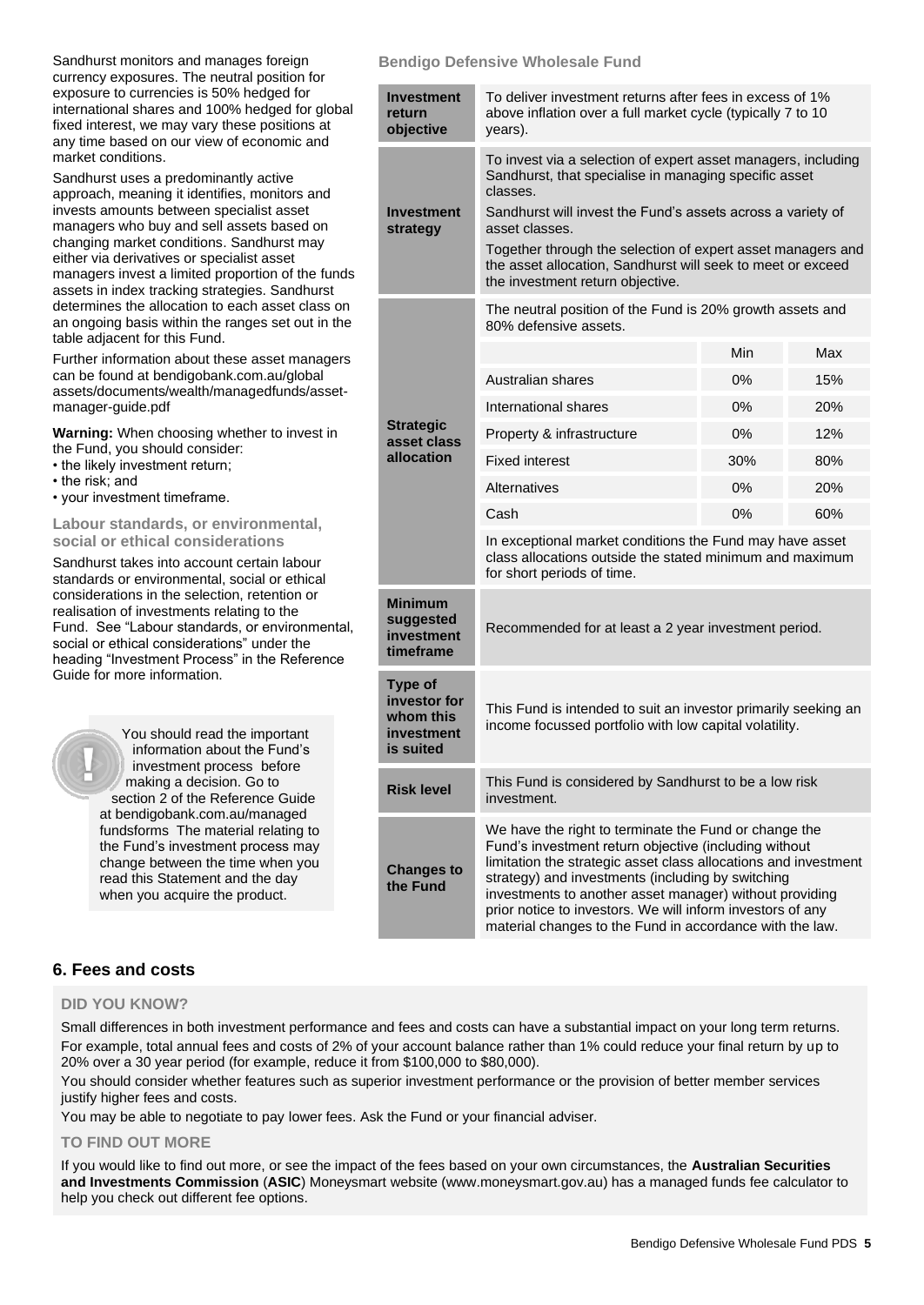Sandhurst monitors and manages foreign currency exposures. The neutral position for exposure to currencies is 50% hedged for international shares and 100% hedged for global fixed interest, we may vary these positions at any time based on our view of economic and market conditions.

Sandhurst uses a predominantly active approach, meaning it identifies, monitors and invests amounts between specialist asset managers who buy and sell assets based on changing market conditions. Sandhurst may either via derivatives or specialist asset managers invest a limited proportion of the funds assets in index tracking strategies. Sandhurst determines the allocation to each asset class on an ongoing basis within the ranges set out in the table adjacent for this Fund.

Further information about these asset managers can be found at bendigobank.com.au/global assets/documents/wealth/managedfunds/asset-manager-guide.pdf

**Warning:** When choosing whether to invest in the Fund, you should consider:

- the likely investment return;
- the risk; and
- your investment timeframe.

### Labour standards, or environmental, social or ethical considerations

Sandhurst takes into account certain labour standards or environmental, social or ethical considerations in the selection, retention or realisation of investments relating to the Fund. See "Labour standards, or environmental, social or ethical considerations" under the heading "Investment Process" in the Reference Guide for more information.

You should read the important information about the Fund's investment process before making a decision. Go to section 2 of the Reference Guide at bendigobank.com.au/managed fundsforms The material relating to the Fund's investment process may change between the time when you read this Statement and the day when you acquire the product.

### Bendigo Defensive Wholesale Fund

| | | | |
|---|---|---|---|
| **Investment return objective** | To deliver investment returns after fees in excess of 1% above inflation over a full market cycle (typically 7 to 10 years). | | |
| **Investment strategy** | To invest via a selection of expert asset managers, including Sandhurst, that specialise in managing specific asset classes.<br>Sandhurst will invest the Fund's assets across a variety of asset classes.<br>Together through the selection of expert asset managers and the asset allocation, Sandhurst will seek to meet or exceed the investment return objective. | | |
| **Strategic asset class allocation** | The neutral position of the Fund is 20% growth assets and 80% defensive assets. | | |
| | | Min | Max |
| | Australian shares | 0% | 15% |
| | International shares | 0% | 20% |
| | Property & infrastructure | 0% | 12% |
| | Fixed interest | 30% | 80% |
| | Alternatives | 0% | 20% |
| | Cash | 0% | 60% |
| | In exceptional market conditions the Fund may have asset class allocations outside the stated minimum and maximum for short periods of time. | | |
| **Minimum suggested investment timeframe** | Recommended for at least a 2 year investment period. | | |
| **Type of investor for whom this investment is suited** | This Fund is intended to suit an investor primarily seeking an income focussed portfolio with low capital volatility. | | |
| **Risk level** | This Fund is considered by Sandhurst to be a low risk investment. | | |
| **Changes to the Fund** | We have the right to terminate the Fund or change the Fund's investment return objective (including without limitation the strategic asset class allocations and investment strategy) and investments (including by switching investments to another asset manager) without providing prior notice to investors. We will inform investors of any material changes to the Fund in accordance with the law. | | |

## 6. Fees and costs

### DID YOU KNOW?

Small differences in both investment performance and fees and costs can have a substantial impact on your long term returns.

For example, total annual fees and costs of 2% of your account balance rather than 1% could reduce your final return by up to 20% over a 30 year period (for example, reduce it from $100,000 to $80,000).

You should consider whether features such as superior investment performance or the provision of better member services justify higher fees and costs.

You may be able to negotiate to pay lower fees. Ask the Fund or your financial adviser.

### TO FIND OUT MORE

If you would like to find out more, or see the impact of the fees based on your own circumstances, the **Australian Securities and Investments Commission** (**ASIC**) Moneysmart website (www.moneysmart.gov.au) has a managed funds fee calculator to help you check out different fee options.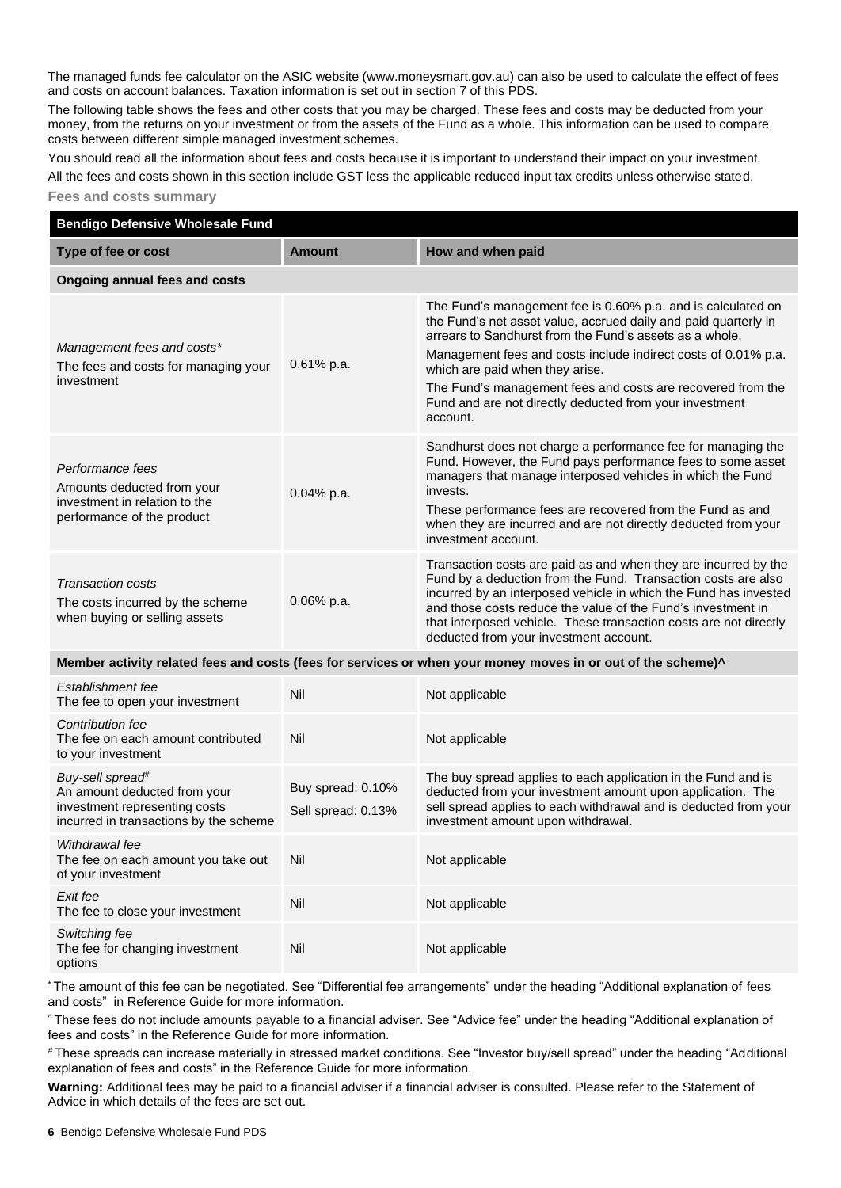The managed funds fee calculator on the ASIC website (www.moneysmart.gov.au) can also be used to calculate the effect of fees and costs on account balances. Taxation information is set out in section 7 of this PDS.

The following table shows the fees and other costs that you may be charged. These fees and costs may be deducted from your money, from the returns on your investment or from the assets of the Fund as a whole. This information can be used to compare costs between different simple managed investment schemes.

You should read all the information about fees and costs because it is important to understand their impact on your investment.

All the fees and costs shown in this section include GST less the applicable reduced input tax credits unless otherwise stated.

**Fees and costs summary**

| Bendigo Defensive Wholesale Fund | | |
|---|---|---|
| **Type of fee or cost** | **Amount** | **How and when paid** |
| **Ongoing annual fees and costs** | | |
| *Management fees and costs** The fees and costs for managing your investment | 0.61% p.a. | The Fund's management fee is 0.60% p.a. and is calculated on the Fund's net asset value, accrued daily and paid quarterly in arrears to Sandhurst from the Fund's assets as a whole. Management fees and costs include indirect costs of 0.01% p.a. which are paid when they arise. The Fund's management fees and costs are recovered from the Fund and are not directly deducted from your investment account. |
| *Performance fees* Amounts deducted from your investment in relation to the performance of the product | 0.04% p.a. | Sandhurst does not charge a performance fee for managing the Fund. However, the Fund pays performance fees to some asset managers that manage interposed vehicles in which the Fund invests. These performance fees are recovered from the Fund as and when they are incurred and are not directly deducted from your investment account. |
| *Transaction costs* The costs incurred by the scheme when buying or selling assets | 0.06% p.a. | Transaction costs are paid as and when they are incurred by the Fund by a deduction from the Fund. Transaction costs are also incurred by an interposed vehicle in which the Fund has invested and those costs reduce the value of the Fund's investment in that interposed vehicle. These transaction costs are not directly deducted from your investment account. |
| **Member activity related fees and costs (fees for services or when your money moves in or out of the scheme)^** | | |
| *Establishment fee* The fee to open your investment | Nil | Not applicable |
| *Contribution fee* The fee on each amount contributed to your investment | Nil | Not applicable |
| *Buy-sell spread#* An amount deducted from your investment representing costs incurred in transactions by the scheme | Buy spread: 0.10% Sell spread: 0.13% | The buy spread applies to each application in the Fund and is deducted from your investment amount upon application. The sell spread applies to each withdrawal and is deducted from your investment amount upon withdrawal. |
| *Withdrawal fee* The fee on each amount you take out of your investment | Nil | Not applicable |
| *Exit fee* The fee to close your investment | Nil | Not applicable |
| *Switching fee* The fee for changing investment options | Nil | Not applicable |

\* The amount of this fee can be negotiated. See "Differential fee arrangements" under the heading "Additional explanation of fees and costs" in Reference Guide for more information.

^ These fees do not include amounts payable to a financial adviser. See "Advice fee" under the heading "Additional explanation of fees and costs" in the Reference Guide for more information.

\# These spreads can increase materially in stressed market conditions. See "Investor buy/sell spread" under the heading "Additional explanation of fees and costs" in the Reference Guide for more information.

**Warning:** Additional fees may be paid to a financial adviser if a financial adviser is consulted. Please refer to the Statement of Advice in which details of the fees are set out.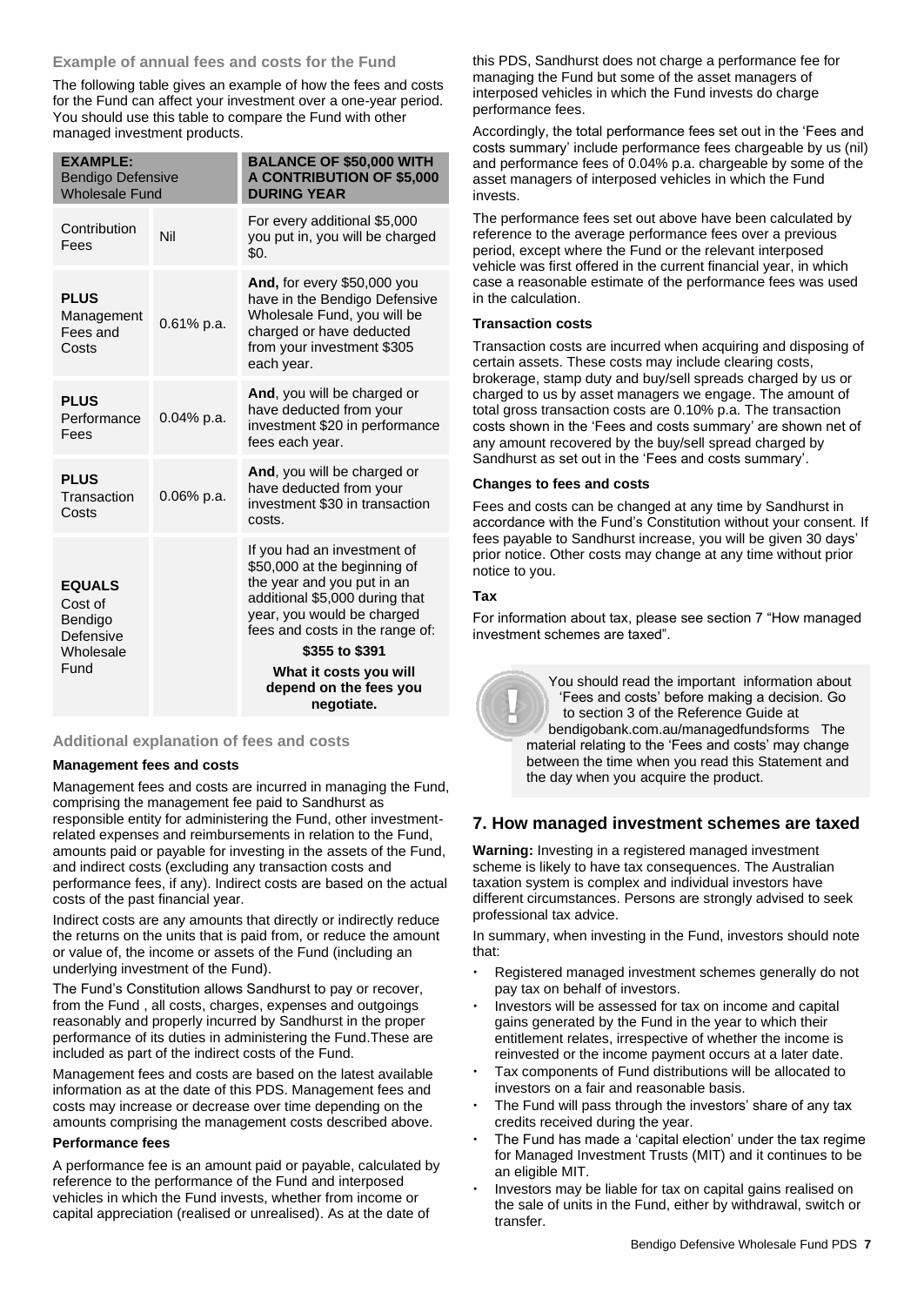### Example of annual fees and costs for the Fund

The following table gives an example of how the fees and costs for the Fund can affect your investment over a one-year period. You should use this table to compare the Fund with other managed investment products.

| **EXAMPLE:** Bendigo Defensive Wholesale Fund | | **BALANCE OF $50,000 WITH A CONTRIBUTION OF $5,000 DURING YEAR** |
|---|---|---|
| Contribution Fees | Nil | For every additional $5,000 you put in, you will be charged $0. |
| **PLUS** Management Fees and Costs | 0.61% p.a. | **And,** for every $50,000 you have in the Bendigo Defensive Wholesale Fund, you will be charged or have deducted from your investment $305 each year. |
| **PLUS** Performance Fees | 0.04% p.a. | **And**, you will be charged or have deducted from your investment $20 in performance fees each year. |
| **PLUS** Transaction Costs | 0.06% p.a. | **And**, you will be charged or have deducted from your investment $30 in transaction costs. |
| **EQUALS** Cost of Bendigo Defensive Wholesale Fund | | If you had an investment of $50,000 at the beginning of the year and you put in an additional $5,000 during that year, you would be charged fees and costs in the range of: **$355 to $391** **What it costs you will depend on the fees you negotiate.** |

### Additional explanation of fees and costs

#### Management fees and costs

Management fees and costs are incurred in managing the Fund, comprising the management fee paid to Sandhurst as responsible entity for administering the Fund, other investment-related expenses and reimbursements in relation to the Fund, amounts paid or payable for investing in the assets of the Fund, and indirect costs (excluding any transaction costs and performance fees, if any). Indirect costs are based on the actual costs of the past financial year.

Indirect costs are any amounts that directly or indirectly reduce the returns on the units that is paid from, or reduce the amount or value of, the income or assets of the Fund (including an underlying investment of the Fund).

The Fund's Constitution allows Sandhurst to pay or recover, from the Fund , all costs, charges, expenses and outgoings reasonably and properly incurred by Sandhurst in the proper performance of its duties in administering the Fund.These are included as part of the indirect costs of the Fund.

Management fees and costs are based on the latest available information as at the date of this PDS. Management fees and costs may increase or decrease over time depending on the amounts comprising the management costs described above.

#### Performance fees

A performance fee is an amount paid or payable, calculated by reference to the performance of the Fund and interposed vehicles in which the Fund invests, whether from income or capital appreciation (realised or unrealised). As at the date of this PDS, Sandhurst does not charge a performance fee for managing the Fund but some of the asset managers of interposed vehicles in which the Fund invests do charge performance fees.

Accordingly, the total performance fees set out in the 'Fees and costs summary' include performance fees chargeable by us (nil) and performance fees of 0.04% p.a. chargeable by some of the asset managers of interposed vehicles in which the Fund invests.

The performance fees set out above have been calculated by reference to the average performance fees over a previous period, except where the Fund or the relevant interposed vehicle was first offered in the current financial year, in which case a reasonable estimate of the performance fees was used in the calculation.

#### Transaction costs

Transaction costs are incurred when acquiring and disposing of certain assets. These costs may include clearing costs, brokerage, stamp duty and buy/sell spreads charged by us or charged to us by asset managers we engage. The amount of total gross transaction costs are 0.10% p.a. The transaction costs shown in the 'Fees and costs summary' are shown net of any amount recovered by the buy/sell spread charged by Sandhurst as set out in the 'Fees and costs summary'.

#### Changes to fees and costs

Fees and costs can be changed at any time by Sandhurst in accordance with the Fund's Constitution without your consent. If fees payable to Sandhurst increase, you will be given 30 days' prior notice. Other costs may change at any time without prior notice to you.

#### Tax

For information about tax, please see section 7 "How managed investment schemes are taxed".

You should read the important information about 'Fees and costs' before making a decision. Go to section 3 of the Reference Guide at bendigobank.com.au/managedfundsforms The material relating to the 'Fees and costs' may change between the time when you read this Statement and the day when you acquire the product.

## 7. How managed investment schemes are taxed

**Warning:** Investing in a registered managed investment scheme is likely to have tax consequences. The Australian taxation system is complex and individual investors have different circumstances. Persons are strongly advised to seek professional tax advice.

In summary, when investing in the Fund, investors should note that:

- Registered managed investment schemes generally do not pay tax on behalf of investors.
- Investors will be assessed for tax on income and capital gains generated by the Fund in the year to which their entitlement relates, irrespective of whether the income is reinvested or the income payment occurs at a later date.
- Tax components of Fund distributions will be allocated to investors on a fair and reasonable basis.
- The Fund will pass through the investors' share of any tax credits received during the year.
- The Fund has made a 'capital election' under the tax regime for Managed Investment Trusts (MIT) and it continues to be an eligible MIT.
- Investors may be liable for tax on capital gains realised on the sale of units in the Fund, either by withdrawal, switch or transfer.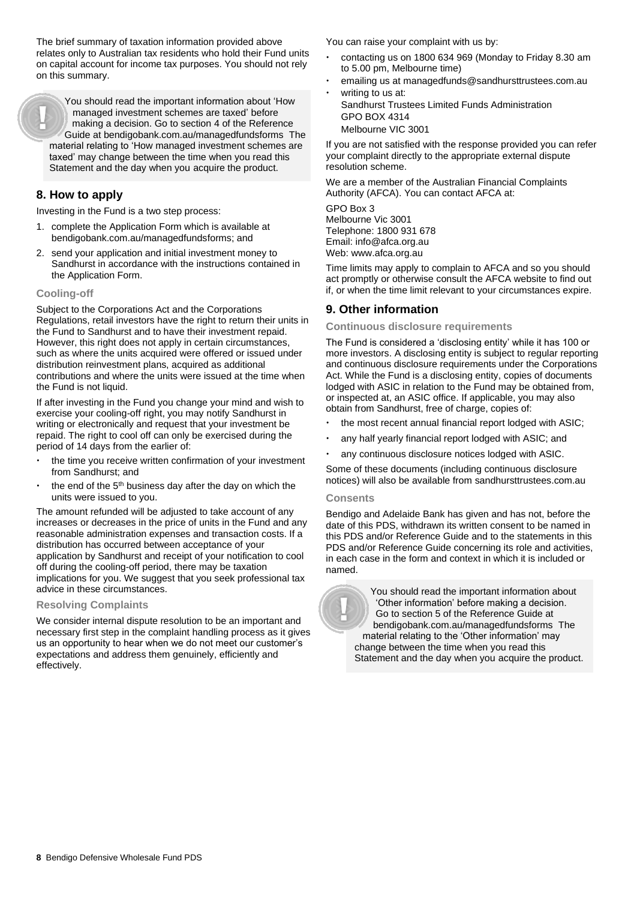The brief summary of taxation information provided above relates only to Australian tax residents who hold their Fund units on capital account for income tax purposes. You should not rely on this summary.

> You should read the important information about 'How managed investment schemes are taxed' before making a decision. Go to section 4 of the Reference Guide at bendigobank.com.au/managedfundsforms The material relating to 'How managed investment schemes are taxed' may change between the time when you read this Statement and the day when you acquire the product.

## 8. How to apply

Investing in the Fund is a two step process:

1. complete the Application Form which is available at bendigobank.com.au/managedfundsforms; and
2. send your application and initial investment money to Sandhurst in accordance with the instructions contained in the Application Form.

### Cooling-off

Subject to the Corporations Act and the Corporations Regulations, retail investors have the right to return their units in the Fund to Sandhurst and to have their investment repaid. However, this right does not apply in certain circumstances, such as where the units acquired were offered or issued under distribution reinvestment plans, acquired as additional contributions and where the units were issued at the time when the Fund is not liquid.

If after investing in the Fund you change your mind and wish to exercise your cooling-off right, you may notify Sandhurst in writing or electronically and request that your investment be repaid. The right to cool off can only be exercised during the period of 14 days from the earlier of:

- the time you receive written confirmation of your investment from Sandhurst; and
- the end of the 5th business day after the day on which the units were issued to you.

The amount refunded will be adjusted to take account of any increases or decreases in the price of units in the Fund and any reasonable administration expenses and transaction costs. If a distribution has occurred between acceptance of your application by Sandhurst and receipt of your notification to cool off during the cooling-off period, there may be taxation implications for you. We suggest that you seek professional tax advice in these circumstances.

### Resolving Complaints

We consider internal dispute resolution to be an important and necessary first step in the complaint handling process as it gives us an opportunity to hear when we do not meet our customer's expectations and address them genuinely, efficiently and effectively.

You can raise your complaint with us by:

- contacting us on 1800 634 969 (Monday to Friday 8.30 am to 5.00 pm, Melbourne time)
- emailing us at managedfunds@sandhursttrustees.com.au
- writing to us at:
  Sandhurst Trustees Limited Funds Administration
  GPO BOX 4314
  Melbourne VIC 3001

If you are not satisfied with the response provided you can refer your complaint directly to the appropriate external dispute resolution scheme.

We are a member of the Australian Financial Complaints Authority (AFCA). You can contact AFCA at:

GPO Box 3
Melbourne Vic 3001
Telephone: 1800 931 678
Email: info@afca.org.au
Web: www.afca.org.au

Time limits may apply to complain to AFCA and so you should act promptly or otherwise consult the AFCA website to find out if, or when the time limit relevant to your circumstances expire.

## 9. Other information

### Continuous disclosure requirements

The Fund is considered a 'disclosing entity' while it has 100 or more investors. A disclosing entity is subject to regular reporting and continuous disclosure requirements under the Corporations Act. While the Fund is a disclosing entity, copies of documents lodged with ASIC in relation to the Fund may be obtained from, or inspected at, an ASIC office. If applicable, you may also obtain from Sandhurst, free of charge, copies of:

- the most recent annual financial report lodged with ASIC;
- any half yearly financial report lodged with ASIC; and
- any continuous disclosure notices lodged with ASIC.

Some of these documents (including continuous disclosure notices) will also be available from sandhursttrustees.com.au

### Consents

Bendigo and Adelaide Bank has given and has not, before the date of this PDS, withdrawn its written consent to be named in this PDS and/or Reference Guide and to the statements in this PDS and/or Reference Guide concerning its role and activities, in each case in the form and context in which it is included or named.

> You should read the important information about 'Other information' before making a decision. Go to section 5 of the Reference Guide at bendigobank.com.au/managedfundsforms The material relating to the 'Other information' may change between the time when you read this Statement and the day when you acquire the product.